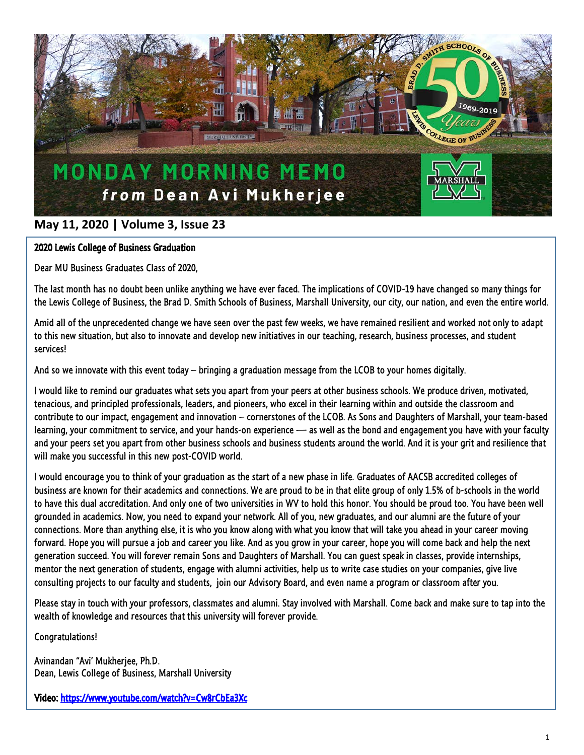# MONDAY MORNING MEMO

## *from* Dean Avi Mukherjee

**May 11, 2020 | Volume 3, Issue 23**

### 2020 Lewis College of Business Graduation

Dear MU Business Graduates Class of 2020,

The last month has no doubt been unlike anything we have ever faced. The implications of COVID-19 have changed so many things for the Lewis College of Business, the Brad D. Smith Schools of Business, Marshall University, our city, our nation, and even the entire world.

Amid all of the unprecedented change we have seen over the past few weeks, we have remained resilient and worked not only to adapt to this new situation, but also to innovate and develop new initiatives in our teaching, research, business processes, and student services!

And so we innovate with this event today – bringing a graduation message from the LCOB to your homes digitally.

I would like to remind our graduates what sets you apart from your peers at other business schools. We produce driven, motivated, tenacious, and principled professionals, leaders, and pioneers, who excel in their learning within and outside the classroom and contribute to our impact, engagement and innovation – cornerstones of the LCOB. As Sons and Daughters of Marshall, your team-based learning, your commitment to service, and your hands-on experience — as well as the bond and engagement you have with your faculty and your peers set you apart from other business schools and business students around the world. And it is your grit and resilience that will make you successful in this new post-COVID world.

I would encourage you to think of your graduation as the start of a new phase in life. Graduates of AACSB accredited colleges of business are known for their academics and connections. We are proud to be in that elite group of only 1.5% of b-schools in the world to have this dual accreditation. And only one of two universities in WV to hold this honor. You should be proud too. You have been well grounded in academics. Now, you need to expand your network. All of you, new graduates, and our alumni are the future of your connections. More than anything else, it is who you know along with what you know that will take you ahead in your career moving forward. Hope you will pursue a job and career you like. And as you grow in your career, hope you will come back and help the next generation succeed. You will forever remain Sons and Daughters of Marshall. You can guest speak in classes, provide internships, mentor the next generation of students, engage with alumni activities, help us to write case studies on your companies, give live consulting projects to our faculty and students, join our Advisory Board, and even name a program or classroom after you.

Please stay in touch with your professors, classmates and alumni. Stay involved with Marshall. Come back and make sure to tap into the wealth of knowledge and resources that this university will forever provide.

Congratulations!

Avinandan "Avi' Mukherjee, Ph.D.
Dean, Lewis College of Business, Marshall University

**Video:** [https://www.youtube.com/watch?v=Cw8rCbEa3Xc](https://www.youtube.com/watch?v=Cw8rCbEa3Xc)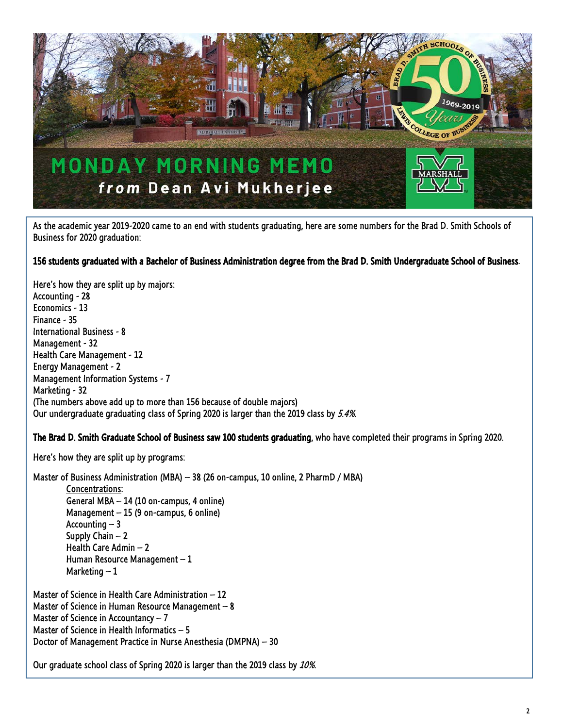# MONDAY MORNING MEMO
## *from* Dean Avi Mukherjee

As the academic year 2019-2020 came to an end with students graduating, here are some numbers for the Brad D. Smith Schools of Business for 2020 graduation:

**156 students graduated with a Bachelor of Business Administration degree from the Brad D. Smith Undergraduate School of Business**.

Here's how they are split up by majors:
Accounting - 28
Economics - 13
Finance - 35
International Business - 8
Management - 32
Health Care Management - 12
Energy Management - 2
Management Information Systems - 7
Marketing - 32
(The numbers above add up to more than 156 because of double majors)
Our undergraduate graduating class of Spring 2020 is larger than the 2019 class by *5.4%*.

**The Brad D. Smith Graduate School of Business saw 100 students graduating**, who have completed their programs in Spring 2020.

Here's how they are split up by programs:

Master of Business Administration (MBA) – 38 (26 on-campus, 10 online, 2 PharmD / MBA)
- Concentrations:
  - General MBA – 14 (10 on-campus, 4 online)
  - Management – 15 (9 on-campus, 6 online)
  - Accounting – 3
  - Supply Chain – 2
  - Health Care Admin – 2
  - Human Resource Management – 1
  - Marketing – 1

Master of Science in Health Care Administration – 12
Master of Science in Human Resource Management – 8
Master of Science in Accountancy – 7
Master of Science in Health Informatics – 5
Doctor of Management Practice in Nurse Anesthesia (DMPNA) – 30

Our graduate school class of Spring 2020 is larger than the 2019 class by *10%*.